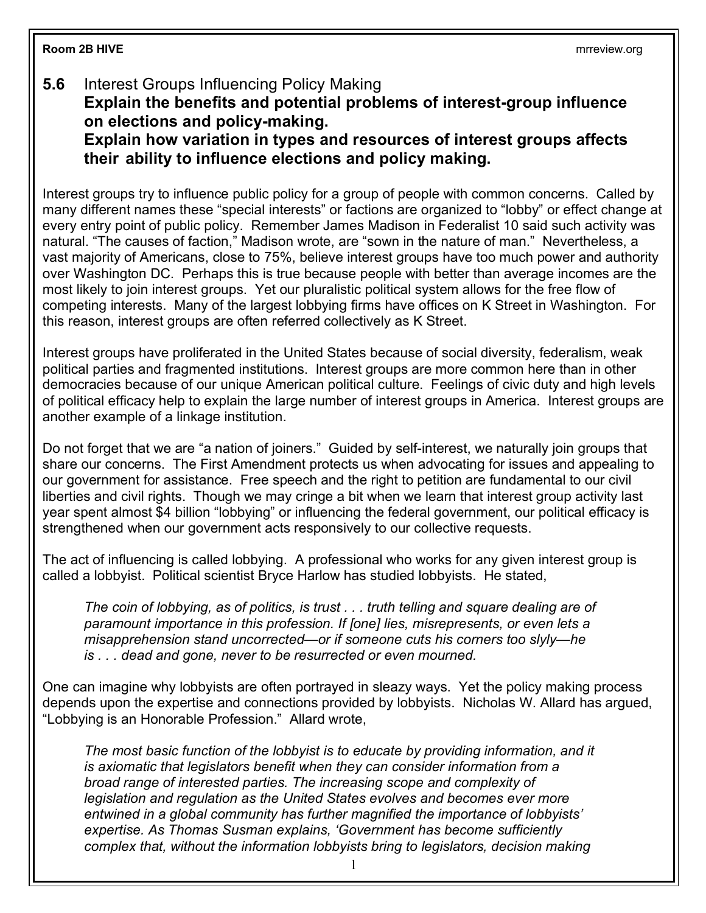## 5.6 Interest Groups Influencing Policy Making

**Explain the benefits and potential problems of interest-group influence on elections and policy-making.**

**Explain how variation in types and resources of interest groups affects their ability to influence elections and policy making.**

Interest groups try to influence public policy for a group of people with common concerns. Called by many different names these "special interests" or factions are organized to "lobby" or effect change at every entry point of public policy. Remember James Madison in Federalist 10 said such activity was natural. "The causes of faction," Madison wrote, are "sown in the nature of man." Nevertheless, a vast majority of Americans, close to 75%, believe interest groups have too much power and authority over Washington DC. Perhaps this is true because people with better than average incomes are the most likely to join interest groups. Yet our pluralistic political system allows for the free flow of competing interests. Many of the largest lobbying firms have offices on K Street in Washington. For this reason, interest groups are often referred collectively as K Street.

Interest groups have proliferated in the United States because of social diversity, federalism, weak political parties and fragmented institutions. Interest groups are more common here than in other democracies because of our unique American political culture. Feelings of civic duty and high levels of political efficacy help to explain the large number of interest groups in America. Interest groups are another example of a linkage institution.

Do not forget that we are "a nation of joiners." Guided by self-interest, we naturally join groups that share our concerns. The First Amendment protects us when advocating for issues and appealing to our government for assistance. Free speech and the right to petition are fundamental to our civil liberties and civil rights. Though we may cringe a bit when we learn that interest group activity last year spent almost $4 billion "lobbying" or influencing the federal government, our political efficacy is strengthened when our government acts responsively to our collective requests.

The act of influencing is called lobbying. A professional who works for any given interest group is called a lobbyist. Political scientist Bryce Harlow has studied lobbyists. He stated,

> *The coin of lobbying, as of politics, is trust . . . truth telling and square dealing are of paramount importance in this profession. If [one] lies, misrepresents, or even lets a misapprehension stand uncorrected—or if someone cuts his corners too slyly—he is . . . dead and gone, never to be resurrected or even mourned.*

One can imagine why lobbyists are often portrayed in sleazy ways. Yet the policy making process depends upon the expertise and connections provided by lobbyists. Nicholas W. Allard has argued, "Lobbying is an Honorable Profession." Allard wrote,

> *The most basic function of the lobbyist is to educate by providing information, and it is axiomatic that legislators benefit when they can consider information from a broad range of interested parties. The increasing scope and complexity of legislation and regulation as the United States evolves and becomes ever more entwined in a global community has further magnified the importance of lobbyists' expertise. As Thomas Susman explains, 'Government has become sufficiently complex that, without the information lobbyists bring to legislators, decision making*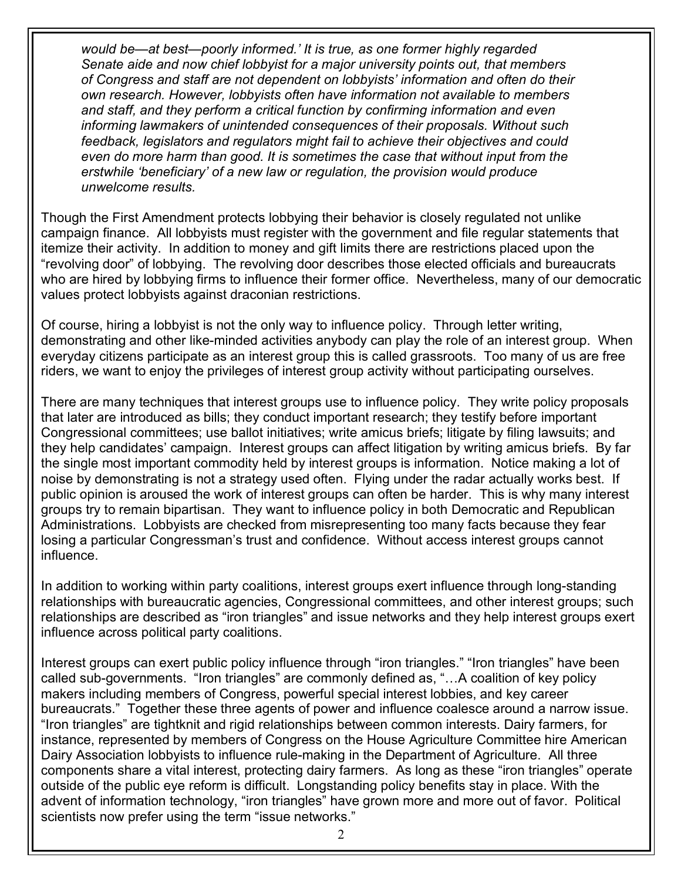*would be—at best—poorly informed.' It is true, as one former highly regarded Senate aide and now chief lobbyist for a major university points out, that members of Congress and staff are not dependent on lobbyists' information and often do their own research. However, lobbyists often have information not available to members and staff, and they perform a critical function by confirming information and even informing lawmakers of unintended consequences of their proposals. Without such feedback, legislators and regulators might fail to achieve their objectives and could even do more harm than good. It is sometimes the case that without input from the erstwhile 'beneficiary' of a new law or regulation, the provision would produce unwelcome results.*

Though the First Amendment protects lobbying their behavior is closely regulated not unlike campaign finance. All lobbyists must register with the government and file regular statements that itemize their activity. In addition to money and gift limits there are restrictions placed upon the "revolving door" of lobbying. The revolving door describes those elected officials and bureaucrats who are hired by lobbying firms to influence their former office. Nevertheless, many of our democratic values protect lobbyists against draconian restrictions.

Of course, hiring a lobbyist is not the only way to influence policy. Through letter writing, demonstrating and other like-minded activities anybody can play the role of an interest group. When everyday citizens participate as an interest group this is called grassroots. Too many of us are free riders, we want to enjoy the privileges of interest group activity without participating ourselves.

There are many techniques that interest groups use to influence policy. They write policy proposals that later are introduced as bills; they conduct important research; they testify before important Congressional committees; use ballot initiatives; write amicus briefs; litigate by filing lawsuits; and they help candidates' campaign. Interest groups can affect litigation by writing amicus briefs. By far the single most important commodity held by interest groups is information. Notice making a lot of noise by demonstrating is not a strategy used often. Flying under the radar actually works best. If public opinion is aroused the work of interest groups can often be harder. This is why many interest groups try to remain bipartisan. They want to influence policy in both Democratic and Republican Administrations. Lobbyists are checked from misrepresenting too many facts because they fear losing a particular Congressman's trust and confidence. Without access interest groups cannot influence.

In addition to working within party coalitions, interest groups exert influence through long-standing relationships with bureaucratic agencies, Congressional committees, and other interest groups; such relationships are described as "iron triangles" and issue networks and they help interest groups exert influence across political party coalitions.

Interest groups can exert public policy influence through "iron triangles." "Iron triangles" have been called sub-governments. "Iron triangles" are commonly defined as, "…A coalition of key policy makers including members of Congress, powerful special interest lobbies, and key career bureaucrats." Together these three agents of power and influence coalesce around a narrow issue. "Iron triangles" are tightknit and rigid relationships between common interests. Dairy farmers, for instance, represented by members of Congress on the House Agriculture Committee hire American Dairy Association lobbyists to influence rule-making in the Department of Agriculture. All three components share a vital interest, protecting dairy farmers. As long as these "iron triangles" operate outside of the public eye reform is difficult. Longstanding policy benefits stay in place. With the advent of information technology, "iron triangles" have grown more and more out of favor. Political scientists now prefer using the term "issue networks."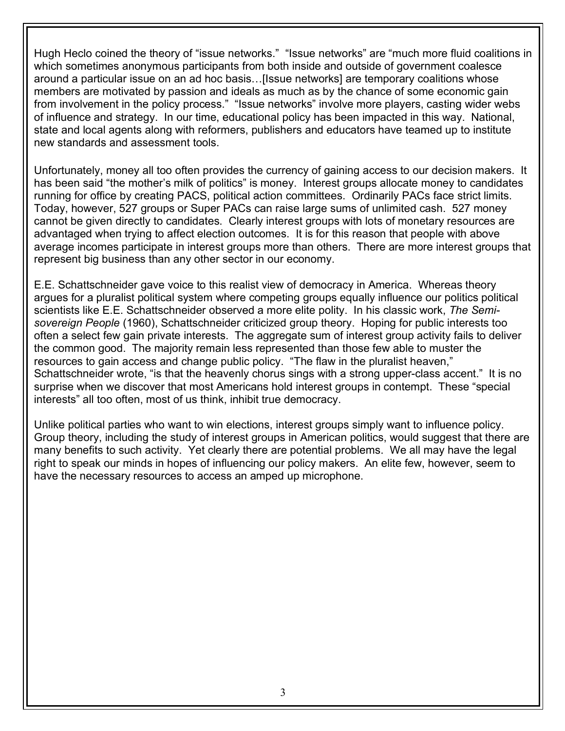Hugh Heclo coined the theory of "issue networks." "Issue networks" are "much more fluid coalitions in which sometimes anonymous participants from both inside and outside of government coalesce around a particular issue on an ad hoc basis…[Issue networks] are temporary coalitions whose members are motivated by passion and ideals as much as by the chance of some economic gain from involvement in the policy process." "Issue networks" involve more players, casting wider webs of influence and strategy. In our time, educational policy has been impacted in this way. National, state and local agents along with reformers, publishers and educators have teamed up to institute new standards and assessment tools.

Unfortunately, money all too often provides the currency of gaining access to our decision makers. It has been said "the mother's milk of politics" is money. Interest groups allocate money to candidates running for office by creating PACS, political action committees. Ordinarily PACs face strict limits. Today, however, 527 groups or Super PACs can raise large sums of unlimited cash. 527 money cannot be given directly to candidates. Clearly interest groups with lots of monetary resources are advantaged when trying to affect election outcomes. It is for this reason that people with above average incomes participate in interest groups more than others. There are more interest groups that represent big business than any other sector in our economy.

E.E. Schattschneider gave voice to this realist view of democracy in America. Whereas theory argues for a pluralist political system where competing groups equally influence our politics political scientists like E.E. Schattschneider observed a more elite polity. In his classic work, *The Semi-sovereign People* (1960), Schattschneider criticized group theory. Hoping for public interests too often a select few gain private interests. The aggregate sum of interest group activity fails to deliver the common good. The majority remain less represented than those few able to muster the resources to gain access and change public policy. "The flaw in the pluralist heaven," Schattschneider wrote, "is that the heavenly chorus sings with a strong upper-class accent." It is no surprise when we discover that most Americans hold interest groups in contempt. These "special interests" all too often, most of us think, inhibit true democracy.

Unlike political parties who want to win elections, interest groups simply want to influence policy. Group theory, including the study of interest groups in American politics, would suggest that there are many benefits to such activity. Yet clearly there are potential problems. We all may have the legal right to speak our minds in hopes of influencing our policy makers. An elite few, however, seem to have the necessary resources to access an amped up microphone.